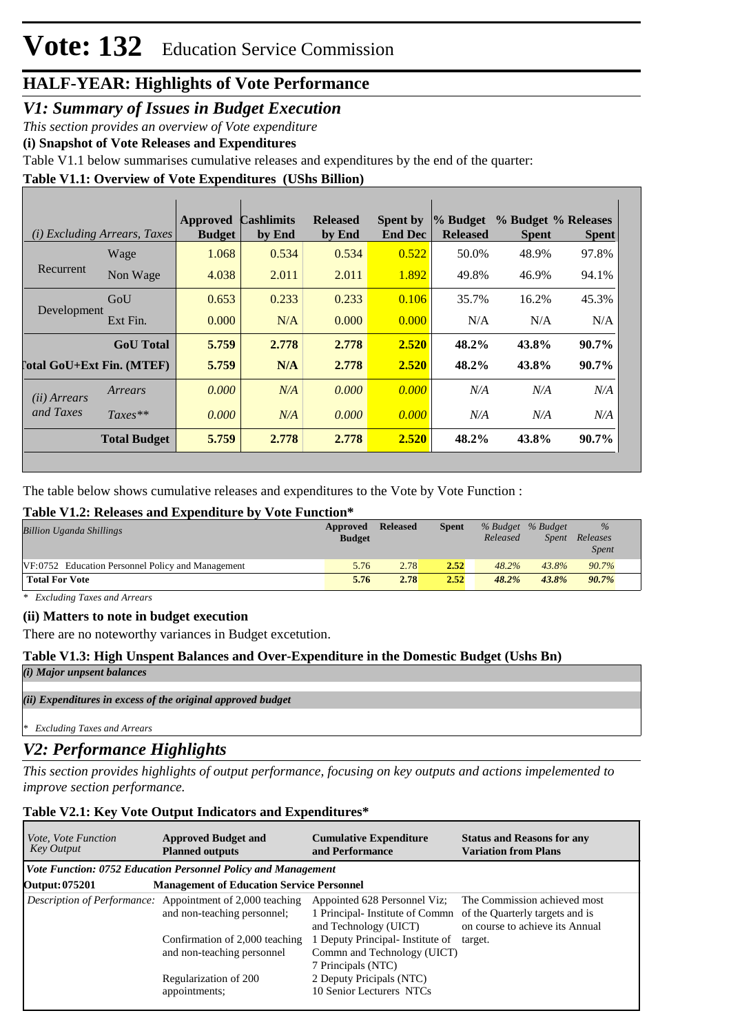# Vote: 132 Education Service Commission

## HALF-YEAR: Highlights of Vote Performance

### *V1: Summary of Issues in Budget Execution*

*This section provides an overview of Vote expenditure*

**(i) Snapshot of Vote Releases and Expenditures**

Table V1.1 below summarises cumulative releases and expenditures by the end of the quarter:

**Table V1.1: Overview of Vote Expenditures (UShs Billion)**

| *(i) Excluding Arrears, Taxes* | | Approved Budget | Cashlimits by End | Released by End | Spent by End Dec | % Budget Released | % Budget Spent | % Releases Spent |
|---|---|---|---|---|---|---|---|---|
| Recurrent | Wage | 1.068 | 0.534 | 0.534 | 0.522 | 50.0% | 48.9% | 97.8% |
| | Non Wage | 4.038 | 2.011 | 2.011 | 1.892 | 49.8% | 46.9% | 94.1% |
| Development | GoU | 0.653 | 0.233 | 0.233 | 0.106 | 35.7% | 16.2% | 45.3% |
| | Ext Fin. | 0.000 | N/A | 0.000 | 0.000 | N/A | N/A | N/A |
| | **GoU Total** | **5.759** | **2.778** | **2.778** | **2.520** | **48.2%** | **43.8%** | **90.7%** |
| **Total GoU+Ext Fin. (MTEF)** | | **5.759** | **N/A** | **2.778** | **2.520** | **48.2%** | **43.8%** | **90.7%** |
| *(ii) Arrears and Taxes* | *Arrears* | *0.000* | *N/A* | *0.000* | *0.000* | *N/A* | *N/A* | *N/A* |
| | *Taxes*** | *0.000* | *N/A* | *0.000* | *0.000* | *N/A* | *N/A* | *N/A* |
| | **Total Budget** | **5.759** | **2.778** | **2.778** | **2.520** | **48.2%** | **43.8%** | **90.7%** |

The table below shows cumulative releases and expenditures to the Vote by Vote Function :

**Table V1.2: Releases and Expenditure by Vote Function***

| *Billion Uganda Shillings* | Approved Budget | Released | Spent | *% Budget Released* | *% Budget Spent* | *% Releases Spent* |
|---|---|---|---|---|---|---|
| VF:0752 Education Personnel Policy and Management | 5.76 | 2.78 | 2.52 | *48.2%* | *43.8%* | *90.7%* |
| **Total For Vote** | **5.76** | **2.78** | **2.52** | ***48.2%*** | ***43.8%*** | ***90.7%*** |

\* *Excluding Taxes and Arrears*

**(ii) Matters to note in budget execution**

There are no noteworthy variances in Budget excetution.

**Table V1.3: High Unspent Balances and Over-Expenditure in the Domestic Budget (Ushs Bn)**

***(i) Major unpsent balances***

***(ii) Expenditures in excess of the original approved budget***

\* *Excluding Taxes and Arrears*

### *V2: Performance Highlights*

*This section provides highlights of output performance, focusing on key outputs and actions impelemented to improve section performance.*

**Table V2.1: Key Vote Output Indicators and Expenditures***

| *Vote, Vote Function Key Output* | Approved Budget and Planned outputs | Cumulative Expenditure and Performance | Status and Reasons for any Variation from Plans |
|---|---|---|---|
| ***Vote Function: 0752 Education Personnel Policy and Management*** | | | |
| **Output: 075201** | **Management of Education Service Personnel** | | |
| *Description of Performance:* | Appointment of 2,000 teaching and non-teaching personnel;<br><br>Confirmation of 2,000 teaching and non-teaching personnel<br><br>Regularization of 200 appointments; | Appointed 628 Personnel Viz;<br>1 Principal- Institute of Commn and Technology (UICT)<br>1 Deputy Principal- Institute of Commn and Technology (UICT)<br>7 Principals (NTC)<br>2 Deputy Pricipals (NTC)<br>10 Senior Lecturers NTCs | The Commission achieved most of the Quarterly targets and is on course to achieve its Annual target. |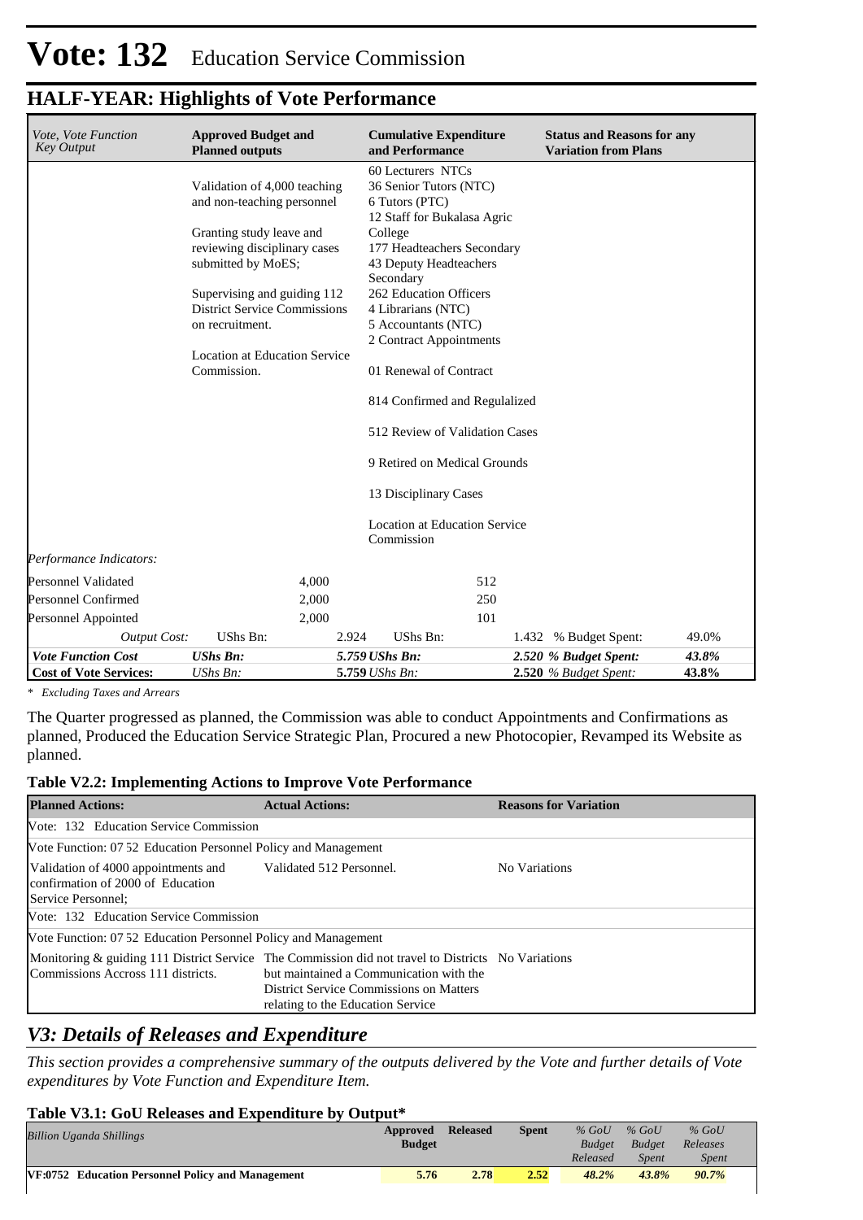# Vote: 132 Education Service Commission

## HALF-YEAR: Highlights of Vote Performance

| *Vote, Vote Function Key Output* | **Approved Budget and Planned outputs** | | **Cumulative Expenditure and Performance** | | **Status and Reasons for any Variation from Plans** | |
|---|---|---|---|---|---|---|
| | Validation of 4,000 teaching and non-teaching personnel<br><br>Granting study leave and reviewing disciplinary cases submitted by MoES;<br><br>Supervising and guiding 112 District Service Commissions on recruitment.<br><br>Location at Education Service Commission. | | 60 Lecturers NTCs<br>36 Senior Tutors (NTC)<br>6 Tutors (PTC)<br>12 Staff for Bukalasa Agric College<br>177 Headteachers Secondary<br>43 Deputy Headteachers Secondary<br>262 Education Officers<br>4 Librarians (NTC)<br>5 Accountants (NTC)<br>2 Contract Appointments<br><br>01 Renewal of Contract<br><br>814 Confirmed and Regulalized<br><br>512 Review of Validation Cases<br><br>9 Retired on Medical Grounds<br><br>13 Disciplinary Cases<br><br>Location at Education Service Commission | | | |
| *Performance Indicators:* | | | | | | |
| Personnel Validated | | 4,000 | | 512 | | |
| Personnel Confirmed | | 2,000 | | 250 | | |
| Personnel Appointed | | 2,000 | | 101 | | |
| *Output Cost:* | UShs Bn: | 2.924 | UShs Bn: | 1.432 | % Budget Spent: | 49.0% |
| ***Vote Function Cost*** | ***UShs Bn:*** | ***5.759*** | ***UShs Bn:*** | ***2.520*** | ***% Budget Spent:*** | ***43.8%*** |
| **Cost of Vote Services:** | *UShs Bn:* | **5.759** | *UShs Bn:* | **2.520** | *% Budget Spent:* | **43.8%** |

*\* Excluding Taxes and Arrears*

The Quarter progressed as planned, the Commission was able to conduct Appointments and Confirmations as planned, Produced the Education Service Strategic Plan, Procured a new Photocopier, Revamped its Website as planned.

### Table V2.2: Implementing Actions to Improve Vote Performance

| **Planned Actions:** | **Actual Actions:** | **Reasons for Variation** |
|---|---|---|
| Vote: 132 Education Service Commission | | |
| Vote Function: 07 52 Education Personnel Policy and Management | | |
| Validation of 4000 appointments and confirmation of 2000 of Education Service Personnel; | Validated 512 Personnel. | No Variations |
| Vote: 132 Education Service Commission | | |
| Vote Function: 07 52 Education Personnel Policy and Management | | |
| Monitoring & guiding 111 District Service Commissions Accross 111 districts. | The Commission did not travel to Districts but maintained a Communication with the District Service Commissions on Matters relating to the Education Service | No Variations |

## *V3: Details of Releases and Expenditure*

*This section provides a comprehensive summary of the outputs delivered by the Vote and further details of Vote expenditures by Vote Function and Expenditure Item.*

### Table V3.1: GoU Releases and Expenditure by Output*

| *Billion Uganda Shillings* | **Approved Budget** | **Released** | **Spent** | *% GoU Budget Released* | *% GoU Budget Spent* | *% GoU Releases Spent* |
|---|---|---|---|---|---|---|
| **VF:0752 Education Personnel Policy and Management** | **5.76** | **2.78** | **2.52** | ***48.2%*** | ***43.8%*** | ***90.7%*** |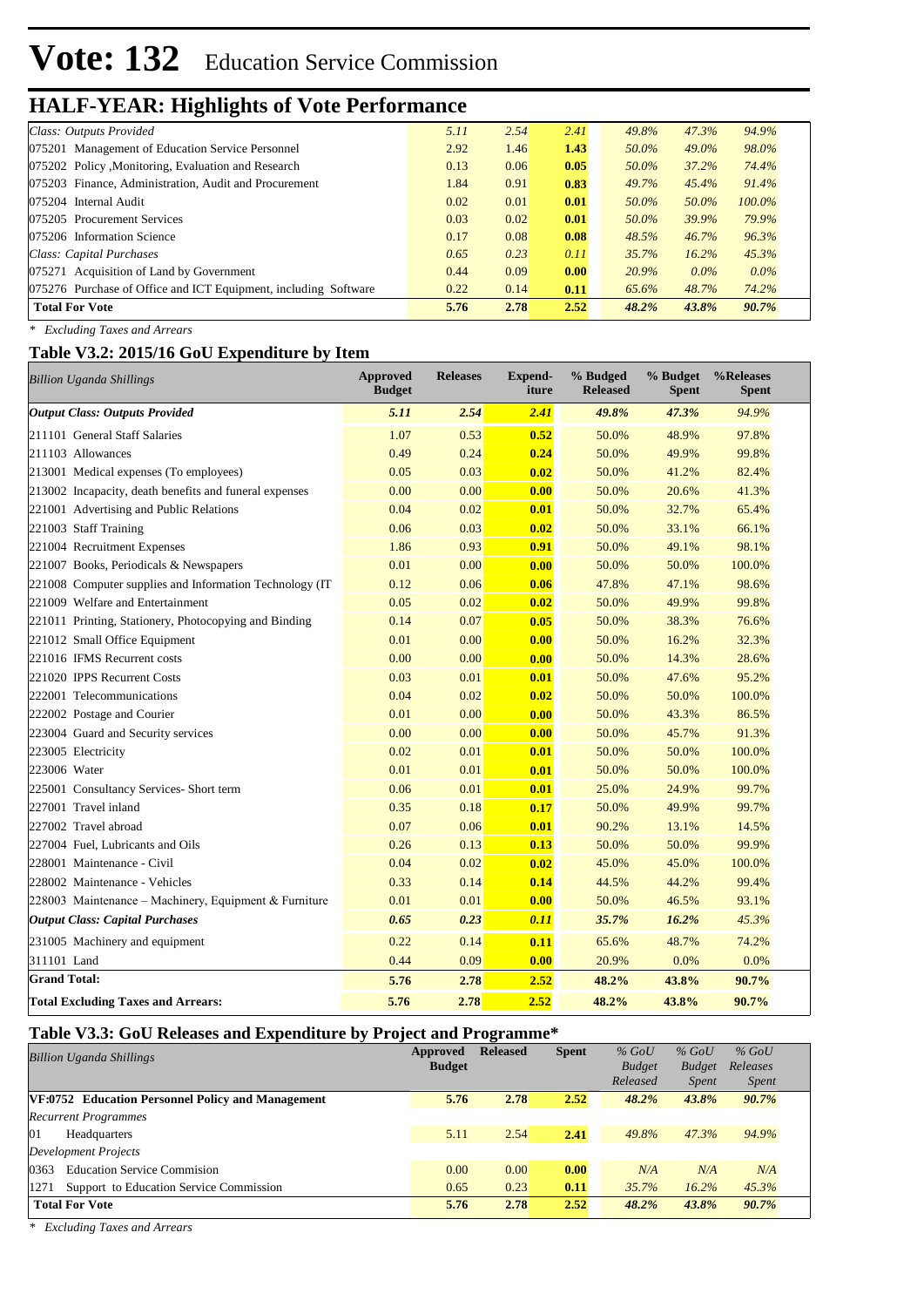# Vote: 132 Education Service Commission

## HALF-YEAR: Highlights of Vote Performance

| | | | | | | |
|---|---|---|---|---|---|---|
| *Class: Outputs Provided* | *5.11* | *2.54* | ***2.41*** | *49.8%* | *47.3%* | *94.9%* |
| 075201 Management of Education Service Personnel | 2.92 | 1.46 | **1.43** | *50.0%* | *49.0%* | *98.0%* |
| 075202 Policy ,Monitoring, Evaluation and Research | 0.13 | 0.06 | **0.05** | *50.0%* | *37.2%* | *74.4%* |
| 075203 Finance, Administration, Audit and Procurement | 1.84 | 0.91 | **0.83** | *49.7%* | *45.4%* | *91.4%* |
| 075204 Internal Audit | 0.02 | 0.01 | **0.01** | *50.0%* | *50.0%* | *100.0%* |
| 075205 Procurement Services | 0.03 | 0.02 | **0.01** | *50.0%* | *39.9%* | *79.9%* |
| 075206 Information Science | 0.17 | 0.08 | **0.08** | *48.5%* | *46.7%* | *96.3%* |
| *Class: Capital Purchases* | *0.65* | *0.23* | ***0.11*** | *35.7%* | *16.2%* | *45.3%* |
| 075271 Acquisition of Land by Government | 0.44 | 0.09 | **0.00** | *20.9%* | *0.0%* | *0.0%* |
| 075276 Purchase of Office and ICT Equipment, including Software | 0.22 | 0.14 | **0.11** | *65.6%* | *48.7%* | *74.2%* |
| **Total For Vote** | **5.76** | **2.78** | **2.52** | ***48.2%*** | ***43.8%*** | ***90.7%*** |

*\* Excluding Taxes and Arrears*

### Table V3.2: 2015/16 GoU Expenditure by Item

| *Billion Uganda Shillings* | Approved Budget | Releases | Expend-iture | % Budged Released | % Budget Spent | %Releases Spent |
|---|---|---|---|---|---|---|
| ***Output Class: Outputs Provided*** | ***5.11*** | ***2.54*** | ***2.41*** | ***49.8%*** | ***47.3%*** | ***94.9%*** |
| 211101 General Staff Salaries | 1.07 | 0.53 | **0.52** | 50.0% | 48.9% | 97.8% |
| 211103 Allowances | 0.49 | 0.24 | **0.24** | 50.0% | 49.9% | 99.8% |
| 213001 Medical expenses (To employees) | 0.05 | 0.03 | **0.02** | 50.0% | 41.2% | 82.4% |
| 213002 Incapacity, death benefits and funeral expenses | 0.00 | 0.00 | **0.00** | 50.0% | 20.6% | 41.3% |
| 221001 Advertising and Public Relations | 0.04 | 0.02 | **0.01** | 50.0% | 32.7% | 65.4% |
| 221003 Staff Training | 0.06 | 0.03 | **0.02** | 50.0% | 33.1% | 66.1% |
| 221004 Recruitment Expenses | 1.86 | 0.93 | **0.91** | 50.0% | 49.1% | 98.1% |
| 221007 Books, Periodicals & Newspapers | 0.01 | 0.00 | **0.00** | 50.0% | 50.0% | 100.0% |
| 221008 Computer supplies and Information Technology (IT | 0.12 | 0.06 | **0.06** | 47.8% | 47.1% | 98.6% |
| 221009 Welfare and Entertainment | 0.05 | 0.02 | **0.02** | 50.0% | 49.9% | 99.8% |
| 221011 Printing, Stationery, Photocopying and Binding | 0.14 | 0.07 | **0.05** | 50.0% | 38.3% | 76.6% |
| 221012 Small Office Equipment | 0.01 | 0.00 | **0.00** | 50.0% | 16.2% | 32.3% |
| 221016 IFMS Recurrent costs | 0.00 | 0.00 | **0.00** | 50.0% | 14.3% | 28.6% |
| 221020 IPPS Recurrent Costs | 0.03 | 0.01 | **0.01** | 50.0% | 47.6% | 95.2% |
| 222001 Telecommunications | 0.04 | 0.02 | **0.02** | 50.0% | 50.0% | 100.0% |
| 222002 Postage and Courier | 0.01 | 0.00 | **0.00** | 50.0% | 43.3% | 86.5% |
| 223004 Guard and Security services | 0.00 | 0.00 | **0.00** | 50.0% | 45.7% | 91.3% |
| 223005 Electricity | 0.02 | 0.01 | **0.01** | 50.0% | 50.0% | 100.0% |
| 223006 Water | 0.01 | 0.01 | **0.01** | 50.0% | 50.0% | 100.0% |
| 225001 Consultancy Services- Short term | 0.06 | 0.01 | **0.01** | 25.0% | 24.9% | 99.7% |
| 227001 Travel inland | 0.35 | 0.18 | **0.17** | 50.0% | 49.9% | 99.7% |
| 227002 Travel abroad | 0.07 | 0.06 | **0.01** | 90.2% | 13.1% | 14.5% |
| 227004 Fuel, Lubricants and Oils | 0.26 | 0.13 | **0.13** | 50.0% | 50.0% | 99.9% |
| 228001 Maintenance - Civil | 0.04 | 0.02 | **0.02** | 45.0% | 45.0% | 100.0% |
| 228002 Maintenance - Vehicles | 0.33 | 0.14 | **0.14** | 44.5% | 44.2% | 99.4% |
| 228003 Maintenance – Machinery, Equipment & Furniture | 0.01 | 0.01 | **0.00** | 50.0% | 46.5% | 93.1% |
| ***Output Class: Capital Purchases*** | ***0.65*** | ***0.23*** | ***0.11*** | ***35.7%*** | ***16.2%*** | ***45.3%*** |
| 231005 Machinery and equipment | 0.22 | 0.14 | **0.11** | 65.6% | 48.7% | 74.2% |
| 311101 Land | 0.44 | 0.09 | **0.00** | 20.9% | 0.0% | 0.0% |
| **Grand Total:** | **5.76** | **2.78** | **2.52** | **48.2%** | **43.8%** | **90.7%** |
| **Total Excluding Taxes and Arrears:** | **5.76** | **2.78** | **2.52** | **48.2%** | **43.8%** | **90.7%** |

### Table V3.3: GoU Releases and Expenditure by Project and Programme*

| *Billion Uganda Shillings* | Approved Budget | Released | Spent | *% GoU Budget Released* | *% GoU Budget Spent* | *% GoU Releases Spent* |
|---|---|---|---|---|---|---|
| **VF:0752 Education Personnel Policy and Management** | **5.76** | **2.78** | **2.52** | ***48.2%*** | ***43.8%*** | ***90.7%*** |
| *Recurrent Programmes* | | | | | | |
| 01 Headquarters | 5.11 | 2.54 | **2.41** | *49.8%* | *47.3%* | *94.9%* |
| *Development Projects* | | | | | | |
| 0363 Education Service Commision | 0.00 | 0.00 | **0.00** | *N/A* | *N/A* | *N/A* |
| 1271 Support to Education Service Commission | 0.65 | 0.23 | **0.11** | *35.7%* | *16.2%* | *45.3%* |
| **Total For Vote** | **5.76** | **2.78** | **2.52** | ***48.2%*** | ***43.8%*** | ***90.7%*** |

*\* Excluding Taxes and Arrears*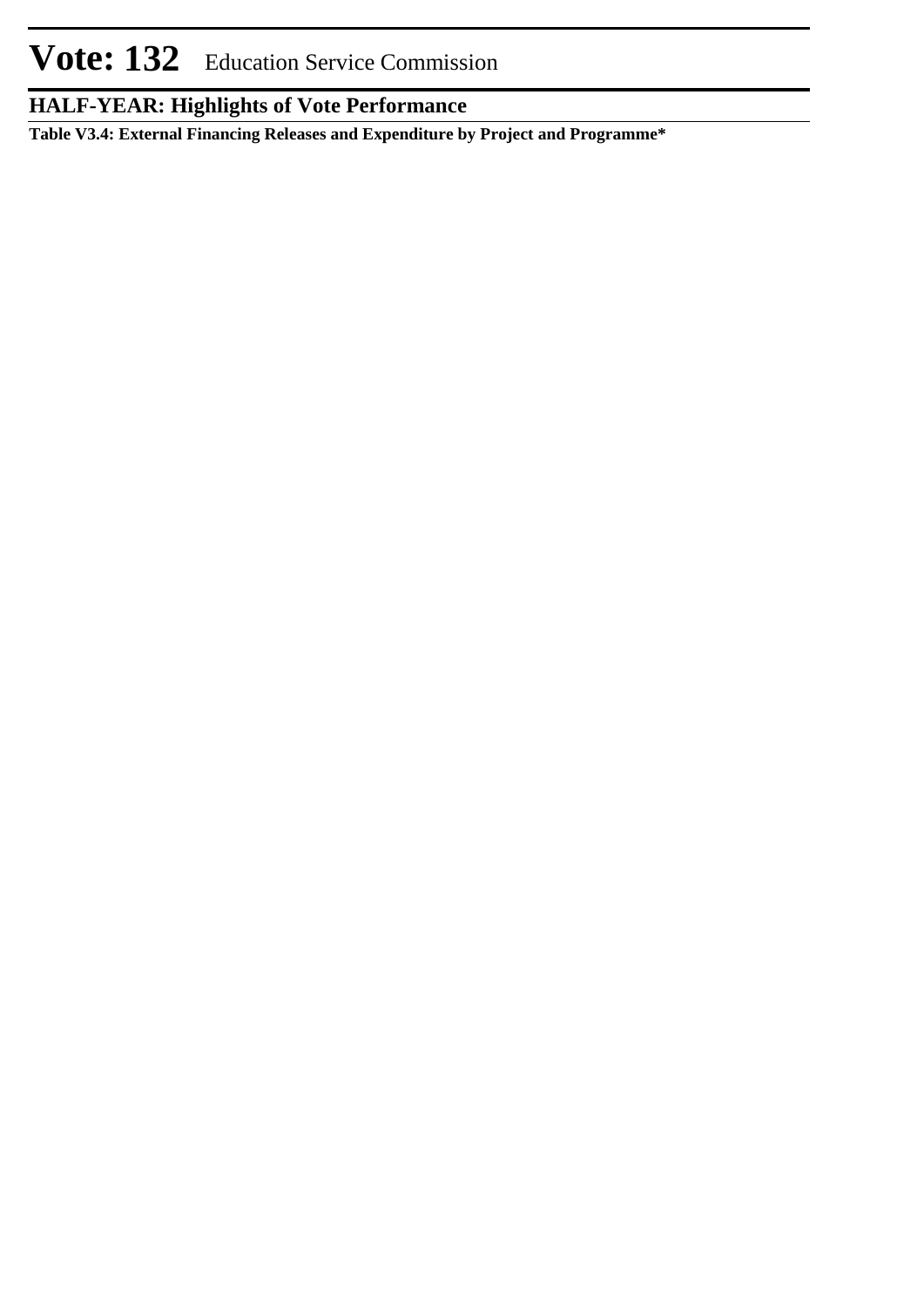# Vote: 132 Education Service Commission

## HALF-YEAR: Highlights of Vote Performance

**Table V3.4: External Financing Releases and Expenditure by Project and Programme***